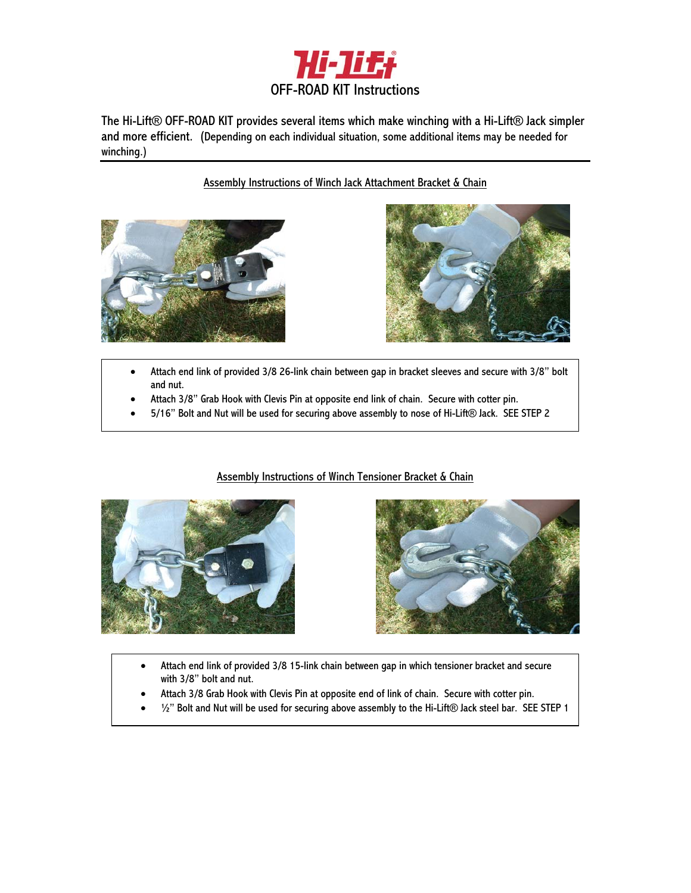# Hi-Lift®

## OFF-ROAD KIT Instructions

The Hi-Lift® OFF-ROAD KIT provides several items which make winching with a Hi-Lift® Jack simpler and more efficient. (Depending on each individual situation, some additional items may be needed for winching.)

### Assembly Instructions of Winch Jack Attachment Bracket & Chain

- Attach end link of provided 3/8 26-link chain between gap in bracket sleeves and secure with 3/8" bolt and nut.
- Attach 3/8" Grab Hook with Clevis Pin at opposite end link of chain. Secure with cotter pin.
- 5/16" Bolt and Nut will be used for securing above assembly to nose of Hi-Lift® Jack. SEE STEP 2

### Assembly Instructions of Winch Tensioner Bracket & Chain

- Attach end link of provided 3/8 15-link chain between gap in which tensioner bracket and secure with 3/8" bolt and nut.
- Attach 3/8 Grab Hook with Clevis Pin at opposite end of link of chain. Secure with cotter pin.
- ½" Bolt and Nut will be used for securing above assembly to the Hi-Lift® Jack steel bar. SEE STEP 1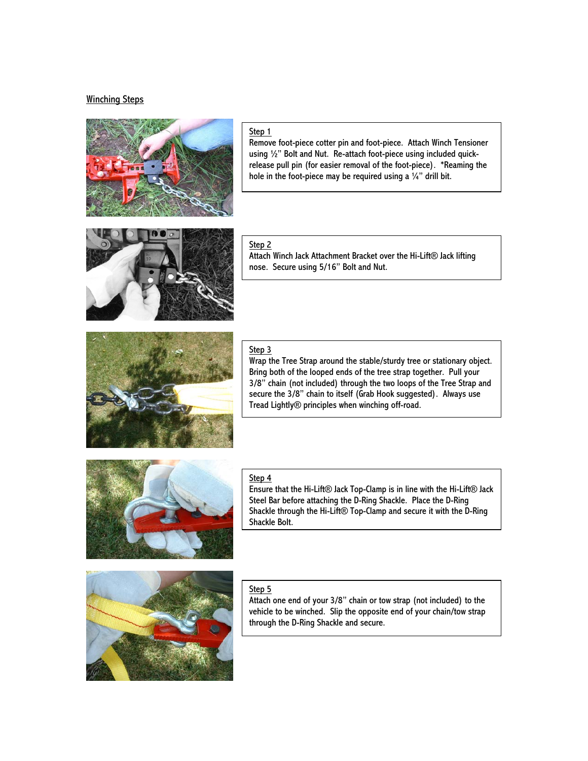## Winching Steps

**Step 1**

Remove foot-piece cotter pin and foot-piece. Attach Winch Tensioner using ½" Bolt and Nut. Re-attach foot-piece using included quick-release pull pin (for easier removal of the foot-piece). *Reaming the hole in the foot-piece may be required using a ¼" drill bit.

**Step 2**

Attach Winch Jack Attachment Bracket over the Hi-Lift® Jack lifting nose. Secure using 5/16" Bolt and Nut.

**Step 3**

Wrap the Tree Strap around the stable/sturdy tree or stationary object. Bring both of the looped ends of the tree strap together. Pull your 3/8" chain (not included) through the two loops of the Tree Strap and secure the 3/8" chain to itself (Grab Hook suggested). Always use Tread Lightly® principles when winching off-road.

**Step 4**

Ensure that the Hi-Lift® Jack Top-Clamp is in line with the Hi-Lift® Jack Steel Bar before attaching the D-Ring Shackle. Place the D-Ring Shackle through the Hi-Lift® Top-Clamp and secure it with the D-Ring Shackle Bolt.

**Step 5**

Attach one end of your 3/8" chain or tow strap (not included) to the vehicle to be winched. Slip the opposite end of your chain/tow strap through the D-Ring Shackle and secure.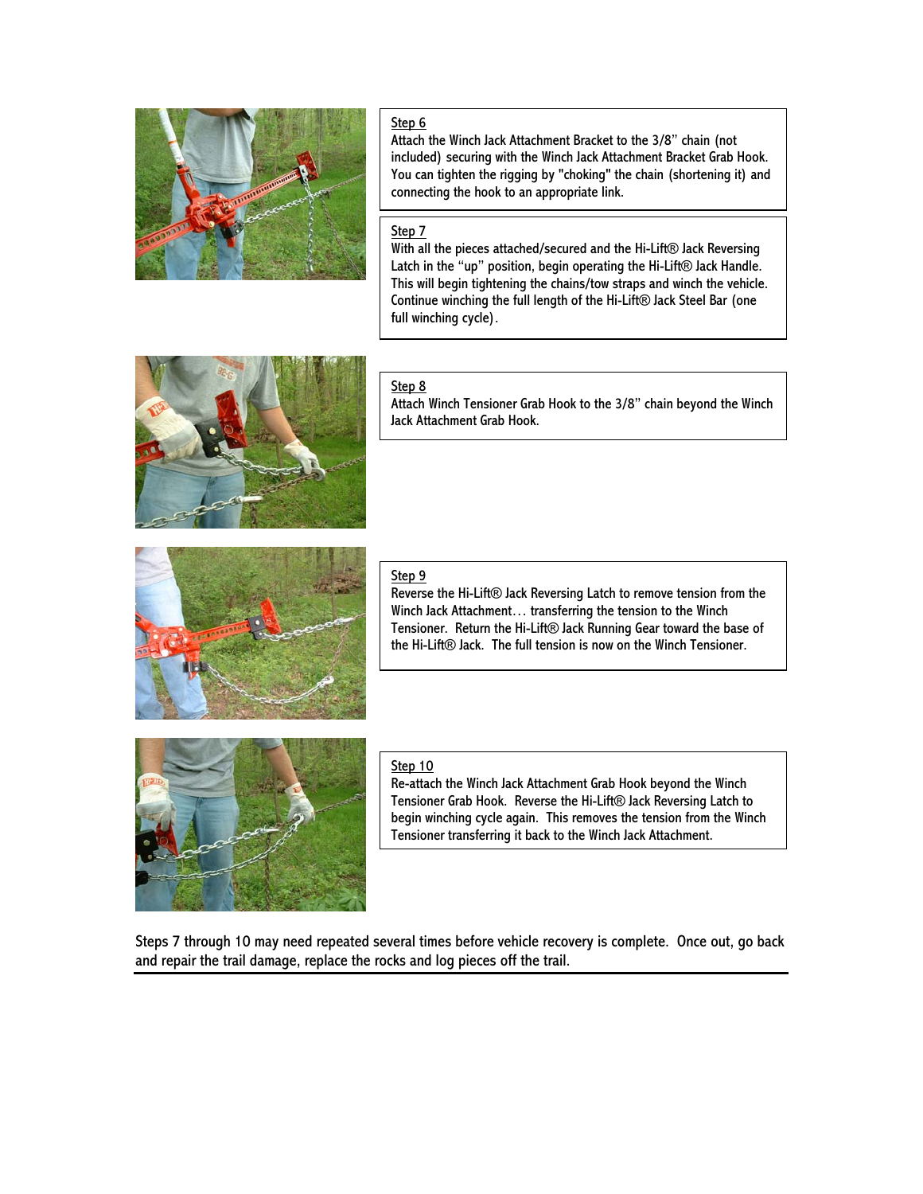Step 6

Attach the Winch Jack Attachment Bracket to the 3/8" chain (not included) securing with the Winch Jack Attachment Bracket Grab Hook. You can tighten the rigging by "choking" the chain (shortening it) and connecting the hook to an appropriate link.

Step 7

With all the pieces attached/secured and the Hi-Lift® Jack Reversing Latch in the "up" position, begin operating the Hi-Lift® Jack Handle. This will begin tightening the chains/tow straps and winch the vehicle. Continue winching the full length of the Hi-Lift® Jack Steel Bar (one full winching cycle).

Step 8

Attach Winch Tensioner Grab Hook to the 3/8" chain beyond the Winch Jack Attachment Grab Hook.

Step 9

Reverse the Hi-Lift® Jack Reversing Latch to remove tension from the Winch Jack Attachment… transferring the tension to the Winch Tensioner. Return the Hi-Lift® Jack Running Gear toward the base of the Hi-Lift® Jack. The full tension is now on the Winch Tensioner.

Step 10

Re-attach the Winch Jack Attachment Grab Hook beyond the Winch Tensioner Grab Hook. Reverse the Hi-Lift® Jack Reversing Latch to begin winching cycle again. This removes the tension from the Winch Tensioner transferring it back to the Winch Jack Attachment.

Steps 7 through 10 may need repeated several times before vehicle recovery is complete. Once out, go back and repair the trail damage, replace the rocks and log pieces off the trail.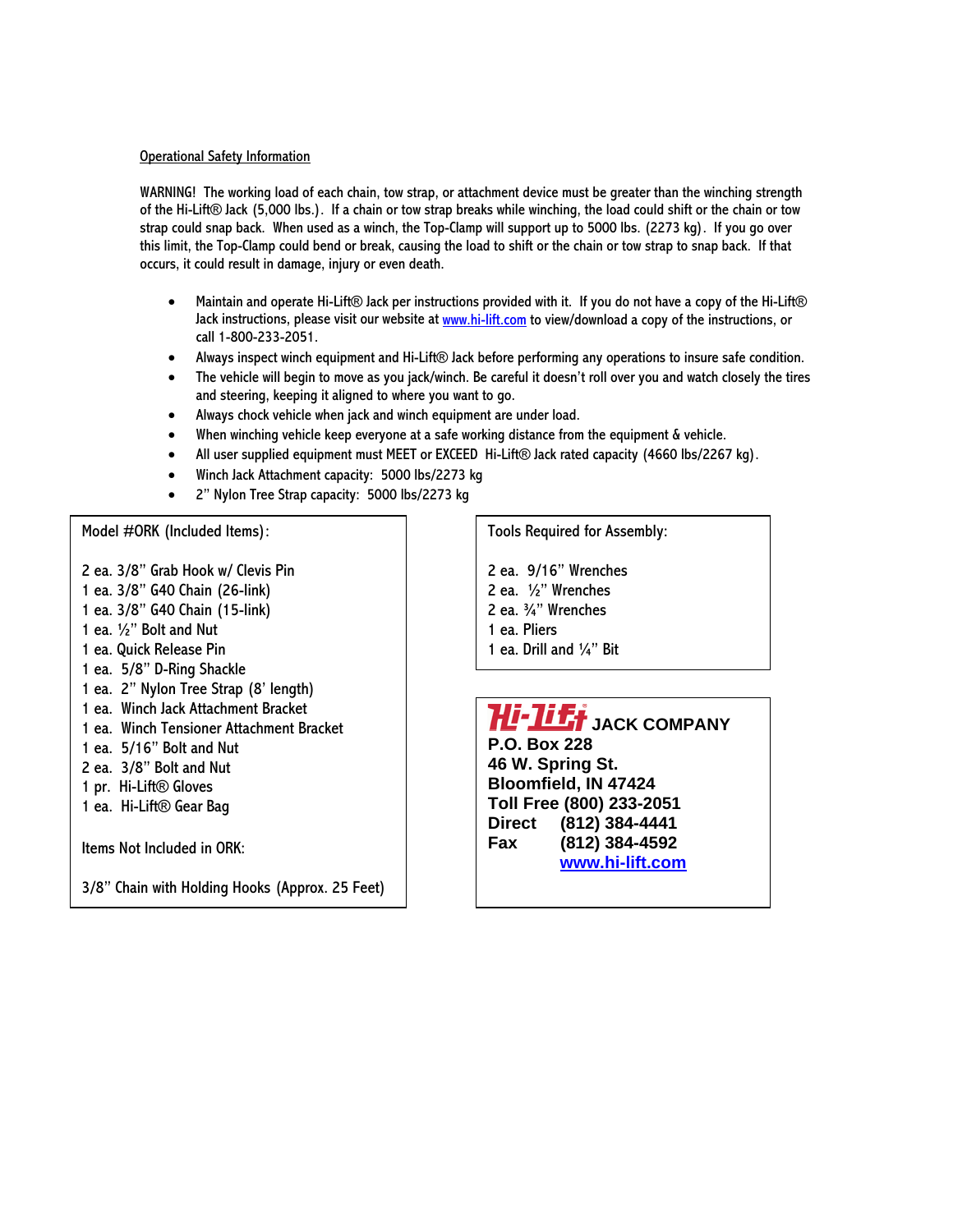## Operational Safety Information

WARNING! The working load of each chain, tow strap, or attachment device must be greater than the winching strength of the Hi-Lift® Jack (5,000 lbs.). If a chain or tow strap breaks while winching, the load could shift or the chain or tow strap could snap back. When used as a winch, the Top-Clamp will support up to 5000 lbs. (2273 kg). If you go over this limit, the Top-Clamp could bend or break, causing the load to shift or the chain or tow strap to snap back. If that occurs, it could result in damage, injury or even death.

- Maintain and operate Hi-Lift® Jack per instructions provided with it. If you do not have a copy of the Hi-Lift® Jack instructions, please visit our website at www.hi-lift.com to view/download a copy of the instructions, or call 1-800-233-2051.
- Always inspect winch equipment and Hi-Lift® Jack before performing any operations to insure safe condition.
- The vehicle will begin to move as you jack/winch. Be careful it doesn't roll over you and watch closely the tires and steering, keeping it aligned to where you want to go.
- Always chock vehicle when jack and winch equipment are under load.
- When winching vehicle keep everyone at a safe working distance from the equipment & vehicle.
- All user supplied equipment must MEET or EXCEED Hi-Lift® Jack rated capacity (4660 lbs/2267 kg).
- Winch Jack Attachment capacity: 5000 lbs/2273 kg
- 2" Nylon Tree Strap capacity: 5000 lbs/2273 kg

Model #ORK (Included Items):

2 ea. 3/8" Grab Hook w/ Clevis Pin
1 ea. 3/8" G40 Chain (26-link)
1 ea. 3/8" G40 Chain (15-link)
1 ea. ½" Bolt and Nut
1 ea. Quick Release Pin
1 ea. 5/8" D-Ring Shackle
1 ea. 2" Nylon Tree Strap (8' length)
1 ea. Winch Jack Attachment Bracket
1 ea. Winch Tensioner Attachment Bracket
1 ea. 5/16" Bolt and Nut
2 ea. 3/8" Bolt and Nut
1 pr. Hi-Lift® Gloves
1 ea. Hi-Lift® Gear Bag

Items Not Included in ORK:

3/8" Chain with Holding Hooks (Approx. 25 Feet)

Tools Required for Assembly:

2 ea. 9/16" Wrenches
2 ea. ½" Wrenches
2 ea. ¾" Wrenches
1 ea. Pliers
1 ea. Drill and ¼" Bit

**Hi-Lift® JACK COMPANY**
**P.O. Box 228**
**46 W. Spring St.**
**Bloomfield, IN 47424**
**Toll Free (800) 233-2051**
**Direct (812) 384-4441**
**Fax (812) 384-4592**
**www.hi-lift.com**